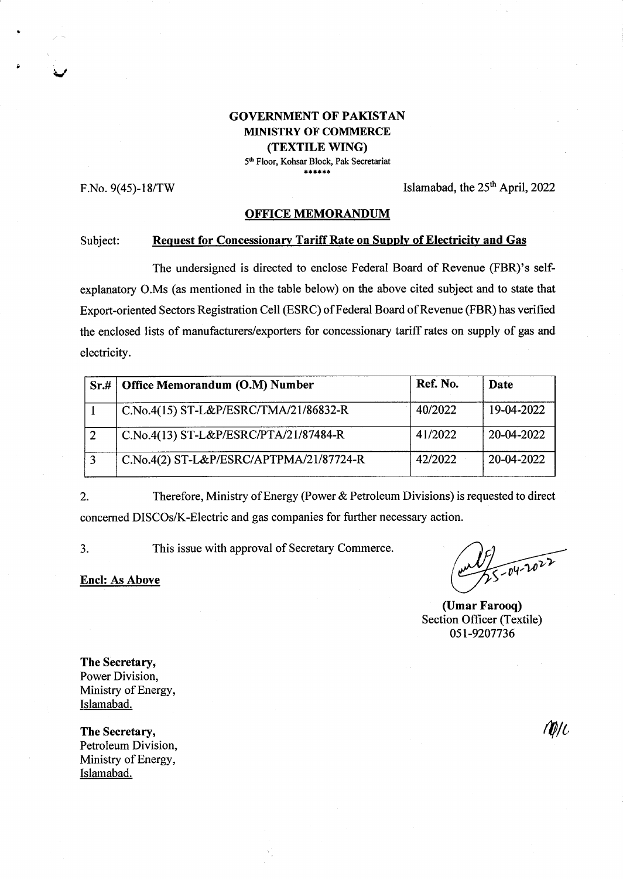**GOVERNMENT OF PAKISTAN**
**MINISTRY OF COMMERCE**
**(TEXTILE WING)**
5[th] Floor, Kohsar Block, Pak Secretariat
\*\*\*\*\*\*

F.No. 9(45)-18/TW

Islamabad, the 25[th] April, 2022

**OFFICE MEMORANDUM**

Subject: **Request for Concessionary Tariff Rate on Supply of Electricity and Gas**

The undersigned is directed to enclose Federal Board of Revenue (FBR)'s self-explanatory O.Ms (as mentioned in the table below) on the above cited subject and to state that Export-oriented Sectors Registration Cell (ESRC) of Federal Board of Revenue (FBR) has verified the enclosed lists of manufacturers/exporters for concessionary tariff rates on supply of gas and electricity.

| Sr.# | Office Memorandum (O.M) Number | Ref. No. | Date |
|---|---|---|---|
| 1 | C.No.4(15) ST-L&P/ESRC/TMA/21/86832-R | 40/2022 | 19-04-2022 |
| 2 | C.No.4(13) ST-L&P/ESRC/PTA/21/87484-R | 41/2022 | 20-04-2022 |
| 3 | C.No.4(2) ST-L&P/ESRC/APTPMA/21/87724-R | 42/2022 | 20-04-2022 |

2. Therefore, Ministry of Energy (Power & Petroleum Divisions) is requested to direct concerned DISCOs/K-Electric and gas companies for further necessary action.

3. This issue with approval of Secretary Commerce.

**Encl: As Above**

25-04-2022

**(Umar Farooq)**
Section Officer (Textile)
051-9207736

**The Secretary,**
Power Division,
Ministry of Energy,
Islamabad.

**The Secretary,**
Petroleum Division,
Ministry of Energy,
Islamabad.

M/C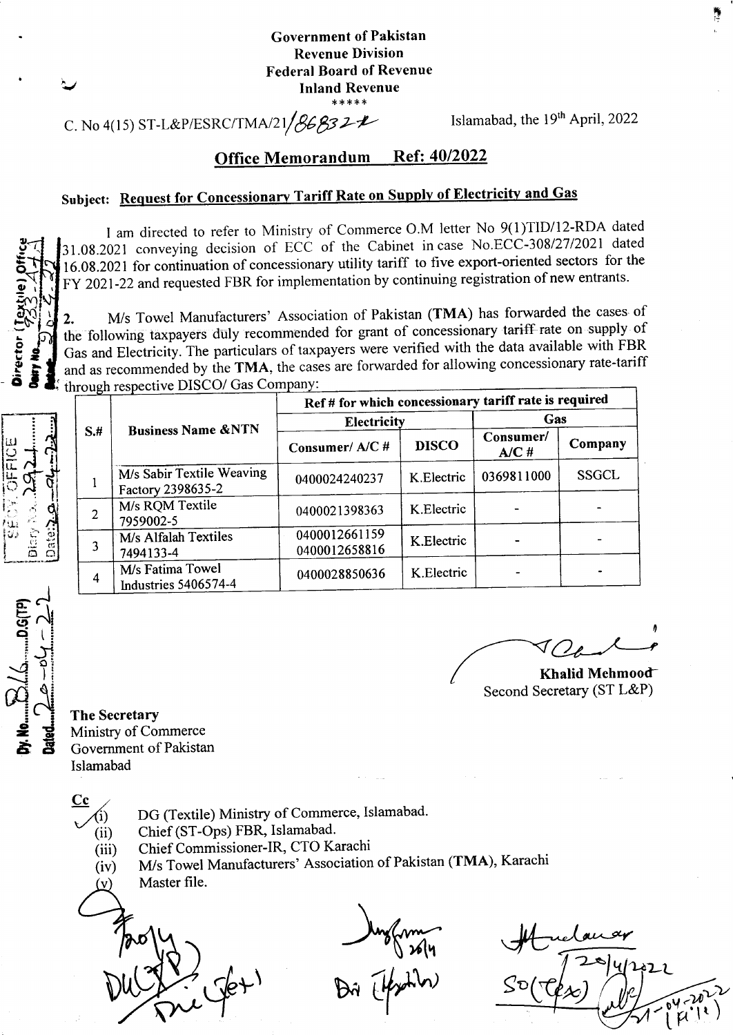Government of Pakistan
Revenue Division
Federal Board of Revenue
Inland Revenue
*****

C. No 4(15) ST-L&P/ESRC/TMA/21/86832-R

Islamabad, the 19th April, 2022

## Office Memorandum Ref: 40/2022

**Subject: Request for Concessionary Tariff Rate on Supply of Electricity and Gas**

I am directed to refer to Ministry of Commerce O.M letter No 9(1)TID/12-RDA dated 31.08.2021 conveying decision of ECC of the Cabinet in case No.ECC-308/27/2021 dated 16.08.2021 for continuation of concessionary utility tariff to five export-oriented sectors for the FY 2021-22 and requested FBR for implementation by continuing registration of new entrants.

2. M/s Towel Manufacturers' Association of Pakistan (**TMA**) has forwarded the cases of the following taxpayers duly recommended for grant of concessionary tariff rate on supply of Gas and Electricity. The particulars of taxpayers were verified with the data available with FBR and as recommended by the **TMA**, the cases are forwarded for allowing concessionary rate-tariff through respective DISCO/ Gas Company:

| S.# | Business Name &NTN | Ref # for which concessionary tariff rate is required | | | |
|---|---|---|---|---|---|
| | | Electricity | | Gas | |
| | | Consumer/ A/C # | DISCO | Consumer/ A/C # | Company |
| 1 | M/s Sabir Textile Weaving Factory 2398635-2 | 0400024240237 | K.Electric | 0369811000 | SSGCL |
| 2 | M/s RQM Textile 7959002-5 | 0400021398363 | K.Electric | - | - |
| 3 | M/s Alfalah Textiles 7494133-4 | 0400012661159<br>0400012658816 | K.Electric | - | - |
| 4 | M/s Fatima Towel Industries 5406574-4 | 0400028850636 | K.Electric | - | - |

**Khalid Mehmood**
Second Secretary (ST L&P)

**The Secretary**
Ministry of Commerce
Government of Pakistan
Islamabad

**Cc**

(i) DG (Textile) Ministry of Commerce, Islamabad.
(ii) Chief (ST-Ops) FBR, Islamabad.
(iii) Chief Commissioner-IR, CTO Karachi
(iv) M/s Towel Manufacturers' Association of Pakistan (**TMA**), Karachi
(v) Master file.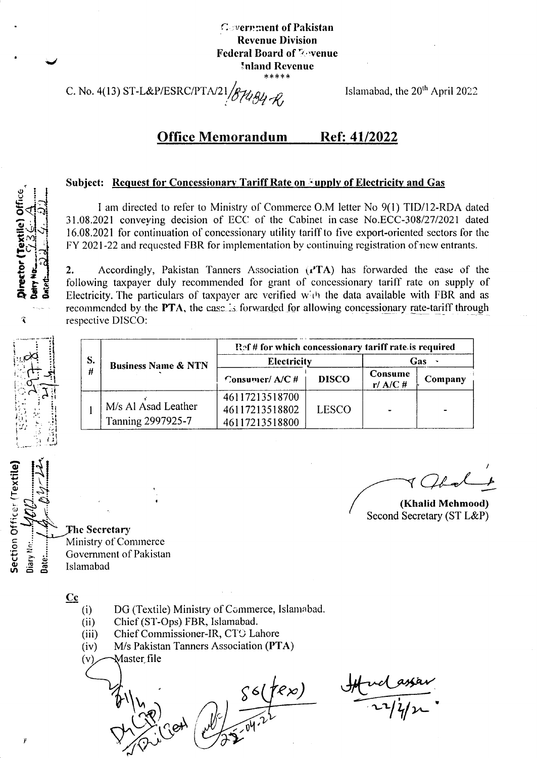Government of Pakistan
Revenue Division
Federal Board of Revenue
Inland Revenue
*****

C. No. 4(13) ST-L&P/ESRC/PTA/21/87484-R

Islamabad, the 20th April 2022

## Office Memorandum Ref: 41/2022

**Subject: Request for Concessionary Tariff Rate on Supply of Electricity and Gas**

I am directed to refer to Ministry of Commerce O.M letter No 9(1) TID/12-RDA dated 31.08.2021 conveying decision of ECC of the Cabinet in case No.ECC-308/27/2021 dated 16.08.2021 for continuation of concessionary utility tariff to five export-oriented sectors for the FY 2021-22 and requested FBR for implementation by continuing registration of new entrants.

**2.** Accordingly, Pakistan Tanners Association (PTA) has forwarded the case of the following taxpayer duly recommended for grant of concessionary tariff rate on supply of Electricity. The particulars of taxpayer are verified with the data available with FBR and as recommended by the **PTA**, the case is forwarded for allowing concessionary rate-tariff through respective DISCO:

| S. # | Business Name & NTN | Ref # for which concessionary tariff rate is required | | | |
|---|---|---|---|---|---|
| | | Electricity | | Gas | |
| | | Consumer/ A/C # | DISCO | Consumer/ A/C # | Company |
| 1 | M/s Al Asad Leather Tanning 2997925-7 | 46117213518700<br>46117213518802<br>46117213518800 | LESCO | - | - |

(Khalid Mehmood)
Second Secretary (ST L&P)

The Secretary
Ministry of Commerce
Government of Pakistan
Islamabad

**Cc**

(i) DG (Textile) Ministry of Commerce, Islamabad.
(ii) Chief (ST-Ops) FBR, Islamabad.
(iii) Chief Commissioner-IR, CTO Lahore
(iv) M/s Pakistan Tanners Association (**PTA**)
(v) Master file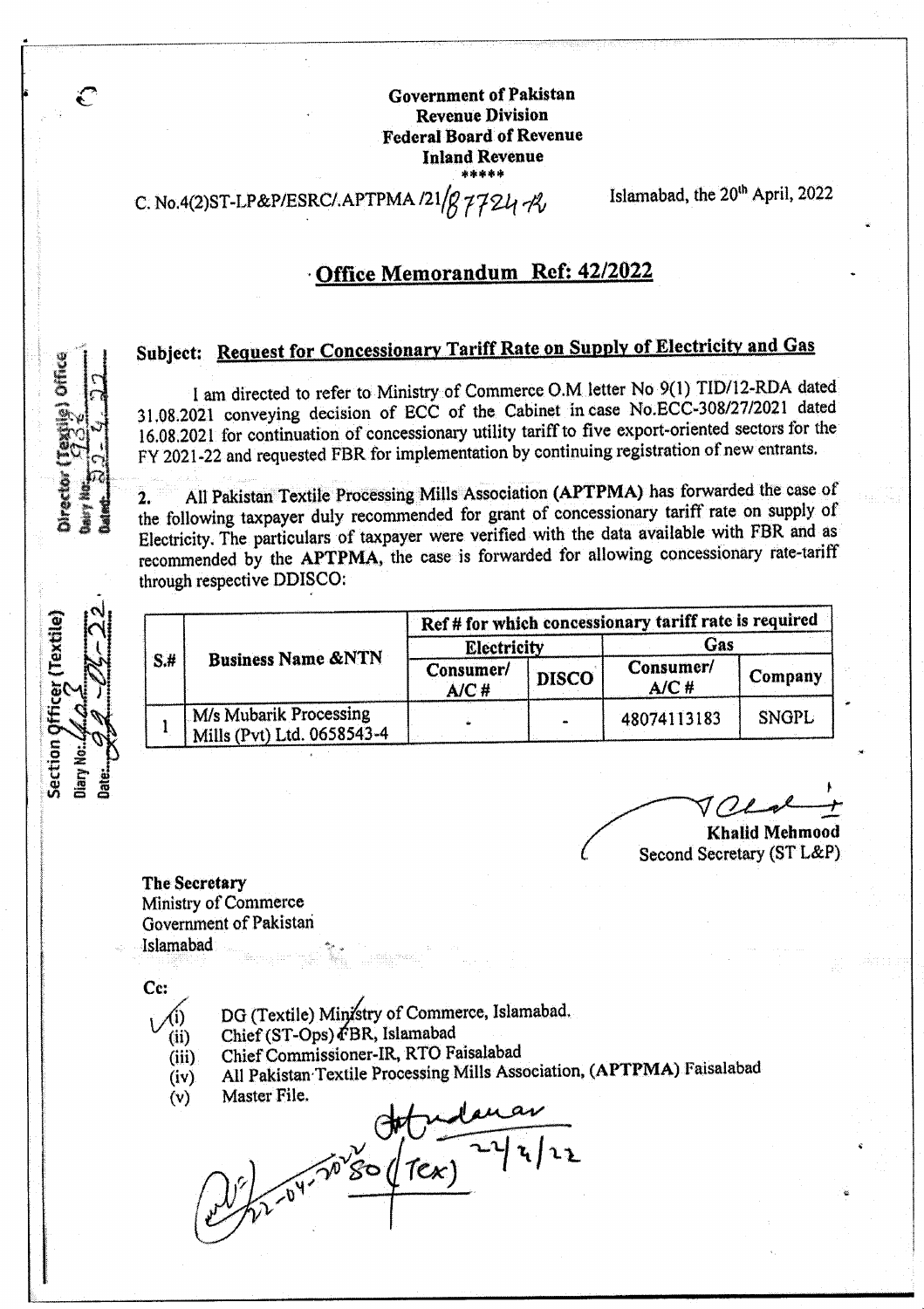**Government of Pakistan**
**Revenue Division**
**Federal Board of Revenue**
**Inland Revenue**
*****

C. No.4(2)ST-LP&P/ESRC/.APTPMA /21/87724-R

Islamabad, the 20th April, 2022

## Office Memorandum Ref: 42/2022

**Subject: Request for Concessionary Tariff Rate on Supply of Electricity and Gas**

I am directed to refer to Ministry of Commerce O.M letter No 9(1) TID/12-RDA dated 31.08.2021 conveying decision of ECC of the Cabinet in case No.ECC-308/27/2021 dated 16.08.2021 for continuation of concessionary utility tariff to five export-oriented sectors for the FY 2021-22 and requested FBR for implementation by continuing registration of new entrants.

2. All Pakistan Textile Processing Mills Association (**APTPMA**) has forwarded the case of the following taxpayer duly recommended for grant of concessionary tariff rate on supply of Electricity. The particulars of taxpayer were verified with the data available with FBR and as recommended by the **APTPMA**, the case is forwarded for allowing concessionary rate-tariff through respective DDISCO:

| S.# | Business Name &NTN | Ref # for which concessionary tariff rate is required | | | |
|---|---|---|---|---|---|
| | | Electricity | | Gas | |
| | | Consumer/ A/C # | DISCO | Consumer/ A/C # | Company |
| 1 | M/s Mubarik Processing Mills (Pvt) Ltd. 0658543-4 | - | - | 48074113183 | SNGPL |

**Khalid Mehmood**
Second Secretary (ST L&P)

**The Secretary**
Ministry of Commerce
Government of Pakistan
Islamabad

**Cc:**

(i) DG (Textile) Ministry of Commerce, Islamabad.
(ii) Chief (ST-Ops) FBR, Islamabad
(iii) Chief Commissioner-IR, RTO Faisalabad
(iv) All Pakistan Textile Processing Mills Association, (**APTPMA**) Faisalabad
(v) Master File.